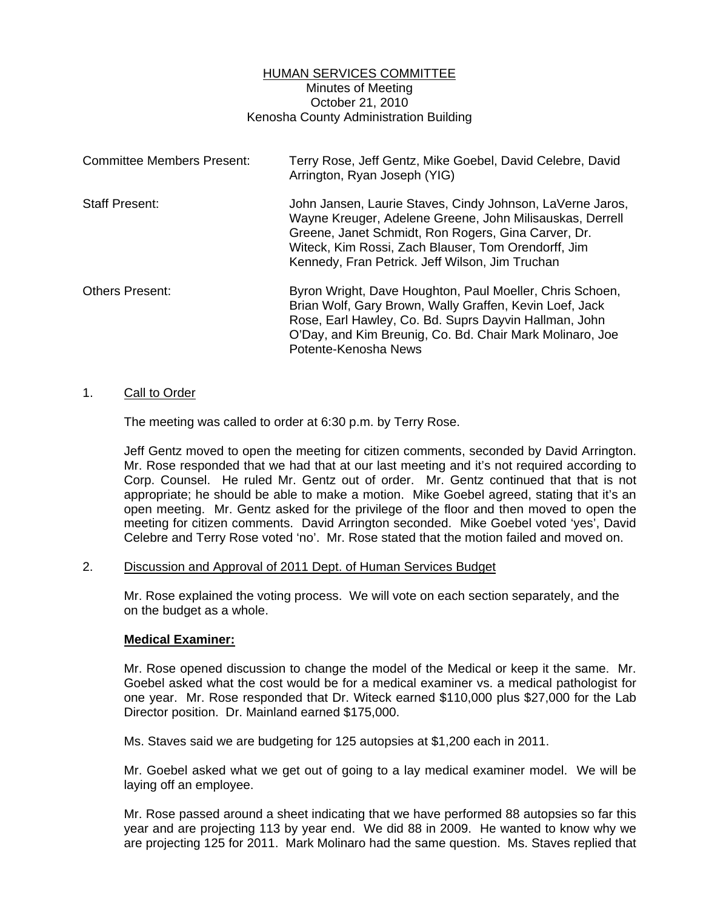HUMAN SERVICES COMMITTEE
Minutes of Meeting
October 21, 2010
Kenosha County Administration Building

| | |
|---|---|
| Committee Members Present: | Terry Rose, Jeff Gentz, Mike Goebel, David Celebre, David Arrington, Ryan Joseph (YIG) |
| Staff Present: | John Jansen, Laurie Staves, Cindy Johnson, LaVerne Jaros, Wayne Kreuger, Adelene Greene, John Milisauskas, Derrell Greene, Janet Schmidt, Ron Rogers, Gina Carver, Dr. Witeck, Kim Rossi, Zach Blauser, Tom Orendorff, Jim Kennedy, Fran Petrick. Jeff Wilson, Jim Truchan |
| Others Present: | Byron Wright, Dave Houghton, Paul Moeller, Chris Schoen, Brian Wolf, Gary Brown, Wally Graffen, Kevin Loef, Jack Rose, Earl Hawley, Co. Bd. Suprs Dayvin Hallman, John O'Day, and Kim Breunig, Co. Bd. Chair Mark Molinaro, Joe Potente-Kenosha News |

1. Call to Order

The meeting was called to order at 6:30 p.m. by Terry Rose.

Jeff Gentz moved to open the meeting for citizen comments, seconded by David Arrington. Mr. Rose responded that we had that at our last meeting and it's not required according to Corp. Counsel. He ruled Mr. Gentz out of order. Mr. Gentz continued that that is not appropriate; he should be able to make a motion. Mike Goebel agreed, stating that it's an open meeting. Mr. Gentz asked for the privilege of the floor and then moved to open the meeting for citizen comments. David Arrington seconded. Mike Goebel voted 'yes', David Celebre and Terry Rose voted 'no'. Mr. Rose stated that the motion failed and moved on.

2. Discussion and Approval of 2011 Dept. of Human Services Budget

Mr. Rose explained the voting process. We will vote on each section separately, and the on the budget as a whole.

**Medical Examiner:**

Mr. Rose opened discussion to change the model of the Medical or keep it the same. Mr. Goebel asked what the cost would be for a medical examiner vs. a medical pathologist for one year. Mr. Rose responded that Dr. Witeck earned $110,000 plus $27,000 for the Lab Director position. Dr. Mainland earned $175,000.

Ms. Staves said we are budgeting for 125 autopsies at $1,200 each in 2011.

Mr. Goebel asked what we get out of going to a lay medical examiner model. We will be laying off an employee.

Mr. Rose passed around a sheet indicating that we have performed 88 autopsies so far this year and are projecting 113 by year end. We did 88 in 2009. He wanted to know why we are projecting 125 for 2011. Mark Molinaro had the same question. Ms. Staves replied that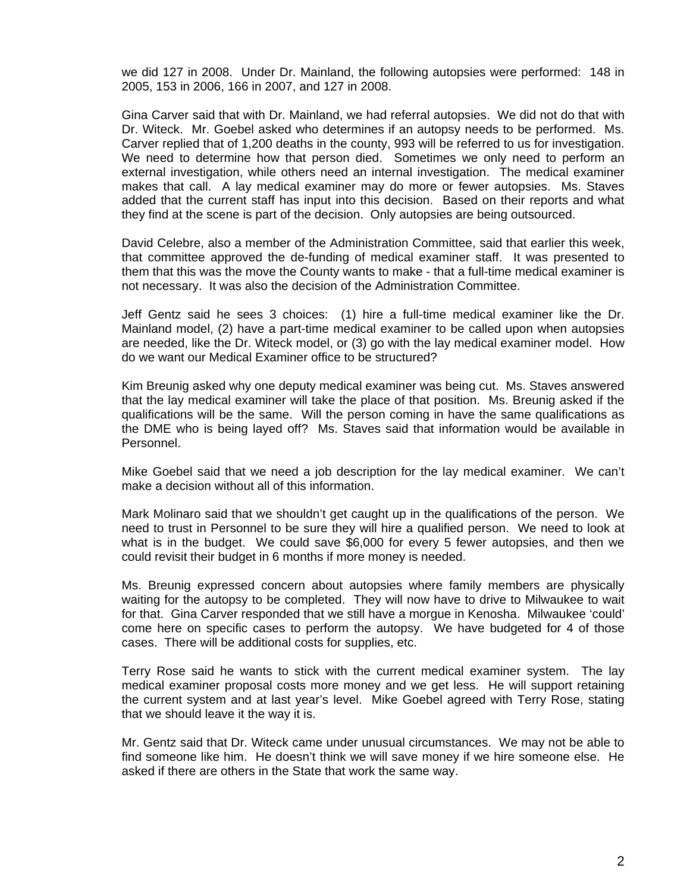we did 127 in 2008. Under Dr. Mainland, the following autopsies were performed: 148 in 2005, 153 in 2006, 166 in 2007, and 127 in 2008.

Gina Carver said that with Dr. Mainland, we had referral autopsies. We did not do that with Dr. Witeck. Mr. Goebel asked who determines if an autopsy needs to be performed. Ms. Carver replied that of 1,200 deaths in the county, 993 will be referred to us for investigation. We need to determine how that person died. Sometimes we only need to perform an external investigation, while others need an internal investigation. The medical examiner makes that call. A lay medical examiner may do more or fewer autopsies. Ms. Staves added that the current staff has input into this decision. Based on their reports and what they find at the scene is part of the decision. Only autopsies are being outsourced.

David Celebre, also a member of the Administration Committee, said that earlier this week, that committee approved the de-funding of medical examiner staff. It was presented to them that this was the move the County wants to make - that a full-time medical examiner is not necessary. It was also the decision of the Administration Committee.

Jeff Gentz said he sees 3 choices: (1) hire a full-time medical examiner like the Dr. Mainland model, (2) have a part-time medical examiner to be called upon when autopsies are needed, like the Dr. Witeck model, or (3) go with the lay medical examiner model. How do we want our Medical Examiner office to be structured?

Kim Breunig asked why one deputy medical examiner was being cut. Ms. Staves answered that the lay medical examiner will take the place of that position. Ms. Breunig asked if the qualifications will be the same. Will the person coming in have the same qualifications as the DME who is being layed off? Ms. Staves said that information would be available in Personnel.

Mike Goebel said that we need a job description for the lay medical examiner. We can't make a decision without all of this information.

Mark Molinaro said that we shouldn't get caught up in the qualifications of the person. We need to trust in Personnel to be sure they will hire a qualified person. We need to look at what is in the budget. We could save $6,000 for every 5 fewer autopsies, and then we could revisit their budget in 6 months if more money is needed.

Ms. Breunig expressed concern about autopsies where family members are physically waiting for the autopsy to be completed. They will now have to drive to Milwaukee to wait for that. Gina Carver responded that we still have a morgue in Kenosha. Milwaukee 'could' come here on specific cases to perform the autopsy. We have budgeted for 4 of those cases. There will be additional costs for supplies, etc.

Terry Rose said he wants to stick with the current medical examiner system. The lay medical examiner proposal costs more money and we get less. He will support retaining the current system and at last year's level. Mike Goebel agreed with Terry Rose, stating that we should leave it the way it is.

Mr. Gentz said that Dr. Witeck came under unusual circumstances. We may not be able to find someone like him. He doesn't think we will save money if we hire someone else. He asked if there are others in the State that work the same way.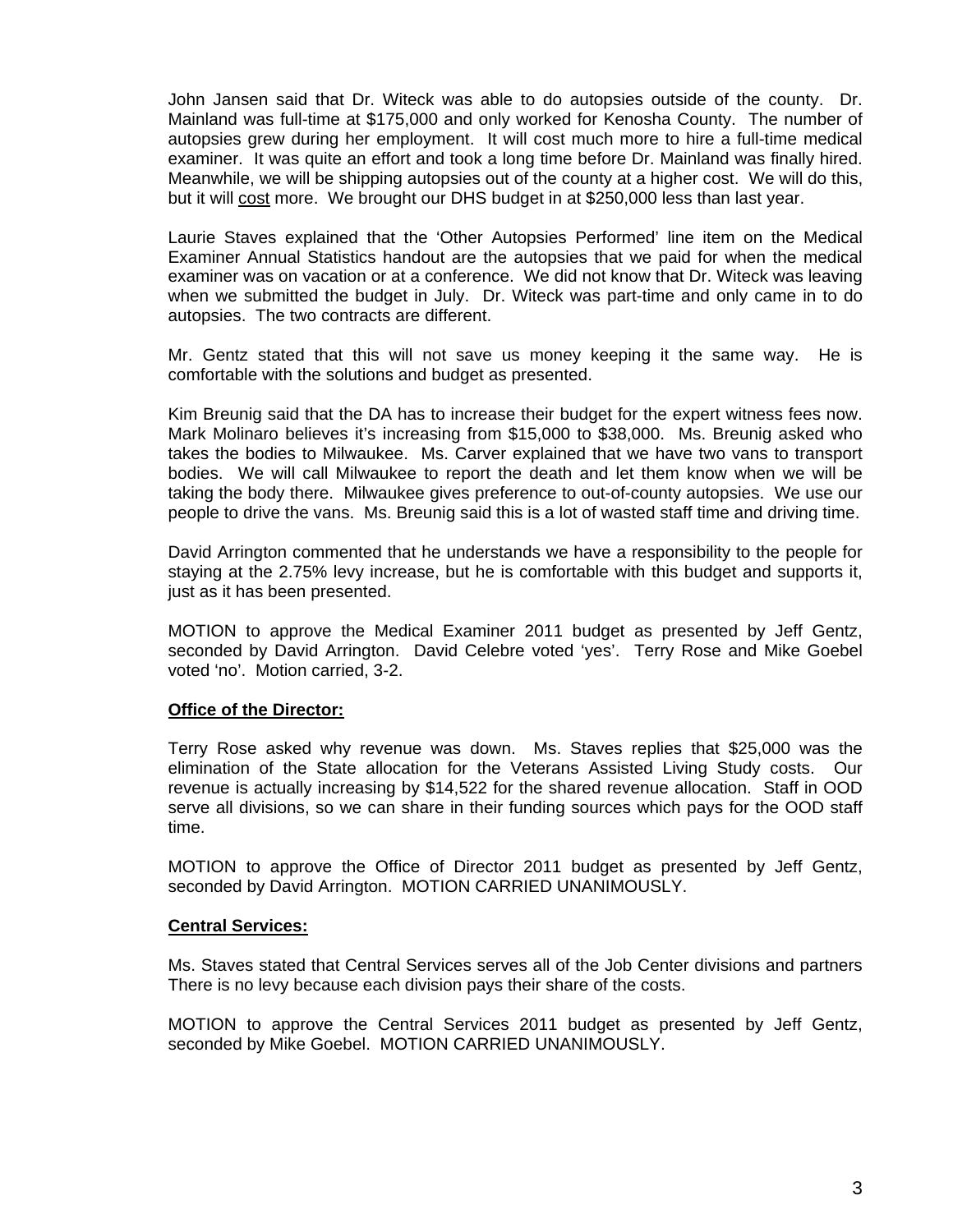John Jansen said that Dr. Witeck was able to do autopsies outside of the county. Dr. Mainland was full-time at $175,000 and only worked for Kenosha County. The number of autopsies grew during her employment. It will cost much more to hire a full-time medical examiner. It was quite an effort and took a long time before Dr. Mainland was finally hired. Meanwhile, we will be shipping autopsies out of the county at a higher cost. We will do this, but it will <u>cost</u> more. We brought our DHS budget in at $250,000 less than last year.

Laurie Staves explained that the 'Other Autopsies Performed' line item on the Medical Examiner Annual Statistics handout are the autopsies that we paid for when the medical examiner was on vacation or at a conference. We did not know that Dr. Witeck was leaving when we submitted the budget in July. Dr. Witeck was part-time and only came in to do autopsies. The two contracts are different.

Mr. Gentz stated that this will not save us money keeping it the same way. He is comfortable with the solutions and budget as presented.

Kim Breunig said that the DA has to increase their budget for the expert witness fees now. Mark Molinaro believes it's increasing from $15,000 to $38,000. Ms. Breunig asked who takes the bodies to Milwaukee. Ms. Carver explained that we have two vans to transport bodies. We will call Milwaukee to report the death and let them know when we will be taking the body there. Milwaukee gives preference to out-of-county autopsies. We use our people to drive the vans. Ms. Breunig said this is a lot of wasted staff time and driving time.

David Arrington commented that he understands we have a responsibility to the people for staying at the 2.75% levy increase, but he is comfortable with this budget and supports it, just as it has been presented.

MOTION to approve the Medical Examiner 2011 budget as presented by Jeff Gentz, seconded by David Arrington. David Celebre voted 'yes'. Terry Rose and Mike Goebel voted 'no'. Motion carried, 3-2.

**<u>Office of the Director:</u>**

Terry Rose asked why revenue was down. Ms. Staves replies that $25,000 was the elimination of the State allocation for the Veterans Assisted Living Study costs. Our revenue is actually increasing by $14,522 for the shared revenue allocation. Staff in OOD serve all divisions, so we can share in their funding sources which pays for the OOD staff time.

MOTION to approve the Office of Director 2011 budget as presented by Jeff Gentz, seconded by David Arrington. MOTION CARRIED UNANIMOUSLY.

**<u>Central Services:</u>**

Ms. Staves stated that Central Services serves all of the Job Center divisions and partners There is no levy because each division pays their share of the costs.

MOTION to approve the Central Services 2011 budget as presented by Jeff Gentz, seconded by Mike Goebel. MOTION CARRIED UNANIMOUSLY.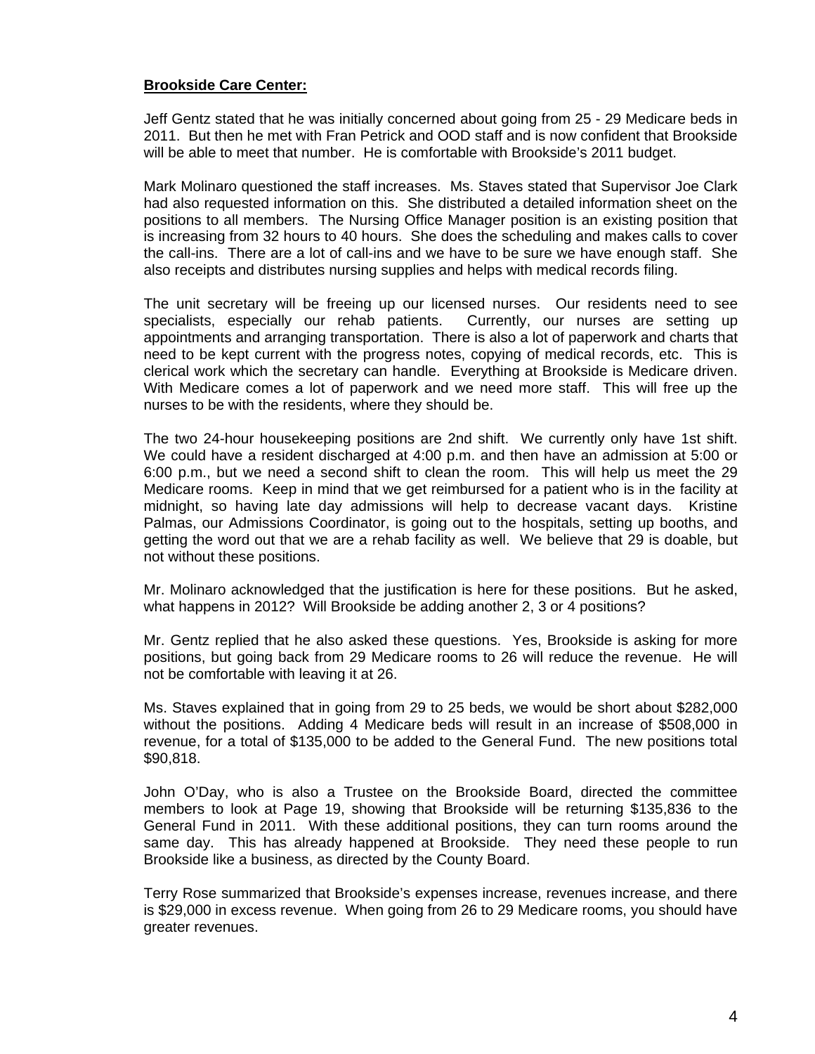**Brookside Care Center:**

Jeff Gentz stated that he was initially concerned about going from 25 - 29 Medicare beds in 2011. But then he met with Fran Petrick and OOD staff and is now confident that Brookside will be able to meet that number. He is comfortable with Brookside's 2011 budget.

Mark Molinaro questioned the staff increases. Ms. Staves stated that Supervisor Joe Clark had also requested information on this. She distributed a detailed information sheet on the positions to all members. The Nursing Office Manager position is an existing position that is increasing from 32 hours to 40 hours. She does the scheduling and makes calls to cover the call-ins. There are a lot of call-ins and we have to be sure we have enough staff. She also receipts and distributes nursing supplies and helps with medical records filing.

The unit secretary will be freeing up our licensed nurses. Our residents need to see specialists, especially our rehab patients. Currently, our nurses are setting up appointments and arranging transportation. There is also a lot of paperwork and charts that need to be kept current with the progress notes, copying of medical records, etc. This is clerical work which the secretary can handle. Everything at Brookside is Medicare driven. With Medicare comes a lot of paperwork and we need more staff. This will free up the nurses to be with the residents, where they should be.

The two 24-hour housekeeping positions are 2nd shift. We currently only have 1st shift. We could have a resident discharged at 4:00 p.m. and then have an admission at 5:00 or 6:00 p.m., but we need a second shift to clean the room. This will help us meet the 29 Medicare rooms. Keep in mind that we get reimbursed for a patient who is in the facility at midnight, so having late day admissions will help to decrease vacant days. Kristine Palmas, our Admissions Coordinator, is going out to the hospitals, setting up booths, and getting the word out that we are a rehab facility as well. We believe that 29 is doable, but not without these positions.

Mr. Molinaro acknowledged that the justification is here for these positions. But he asked, what happens in 2012? Will Brookside be adding another 2, 3 or 4 positions?

Mr. Gentz replied that he also asked these questions. Yes, Brookside is asking for more positions, but going back from 29 Medicare rooms to 26 will reduce the revenue. He will not be comfortable with leaving it at 26.

Ms. Staves explained that in going from 29 to 25 beds, we would be short about $282,000 without the positions. Adding 4 Medicare beds will result in an increase of $508,000 in revenue, for a total of $135,000 to be added to the General Fund. The new positions total $90,818.

John O'Day, who is also a Trustee on the Brookside Board, directed the committee members to look at Page 19, showing that Brookside will be returning $135,836 to the General Fund in 2011. With these additional positions, they can turn rooms around the same day. This has already happened at Brookside. They need these people to run Brookside like a business, as directed by the County Board.

Terry Rose summarized that Brookside's expenses increase, revenues increase, and there is $29,000 in excess revenue. When going from 26 to 29 Medicare rooms, you should have greater revenues.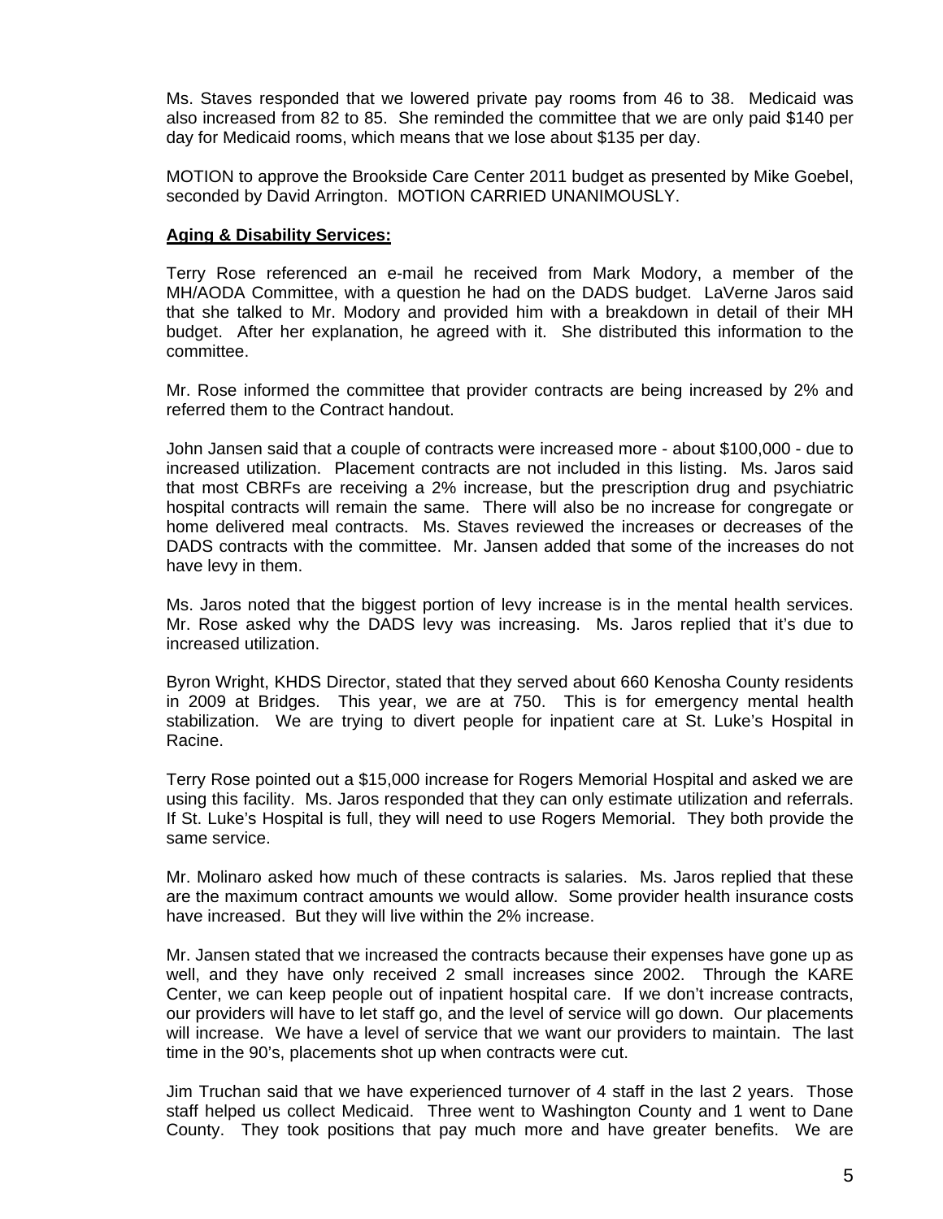Ms. Staves responded that we lowered private pay rooms from 46 to 38. Medicaid was also increased from 82 to 85. She reminded the committee that we are only paid $140 per day for Medicaid rooms, which means that we lose about $135 per day.

MOTION to approve the Brookside Care Center 2011 budget as presented by Mike Goebel, seconded by David Arrington. MOTION CARRIED UNANIMOUSLY.

**Aging & Disability Services:**

Terry Rose referenced an e-mail he received from Mark Modory, a member of the MH/AODA Committee, with a question he had on the DADS budget. LaVerne Jaros said that she talked to Mr. Modory and provided him with a breakdown in detail of their MH budget. After her explanation, he agreed with it. She distributed this information to the committee.

Mr. Rose informed the committee that provider contracts are being increased by 2% and referred them to the Contract handout.

John Jansen said that a couple of contracts were increased more - about $100,000 - due to increased utilization. Placement contracts are not included in this listing. Ms. Jaros said that most CBRFs are receiving a 2% increase, but the prescription drug and psychiatric hospital contracts will remain the same. There will also be no increase for congregate or home delivered meal contracts. Ms. Staves reviewed the increases or decreases of the DADS contracts with the committee. Mr. Jansen added that some of the increases do not have levy in them.

Ms. Jaros noted that the biggest portion of levy increase is in the mental health services. Mr. Rose asked why the DADS levy was increasing. Ms. Jaros replied that it's due to increased utilization.

Byron Wright, KHDS Director, stated that they served about 660 Kenosha County residents in 2009 at Bridges. This year, we are at 750. This is for emergency mental health stabilization. We are trying to divert people for inpatient care at St. Luke's Hospital in Racine.

Terry Rose pointed out a $15,000 increase for Rogers Memorial Hospital and asked we are using this facility. Ms. Jaros responded that they can only estimate utilization and referrals. If St. Luke's Hospital is full, they will need to use Rogers Memorial. They both provide the same service.

Mr. Molinaro asked how much of these contracts is salaries. Ms. Jaros replied that these are the maximum contract amounts we would allow. Some provider health insurance costs have increased. But they will live within the 2% increase.

Mr. Jansen stated that we increased the contracts because their expenses have gone up as well, and they have only received 2 small increases since 2002. Through the KARE Center, we can keep people out of inpatient hospital care. If we don't increase contracts, our providers will have to let staff go, and the level of service will go down. Our placements will increase. We have a level of service that we want our providers to maintain. The last time in the 90's, placements shot up when contracts were cut.

Jim Truchan said that we have experienced turnover of 4 staff in the last 2 years. Those staff helped us collect Medicaid. Three went to Washington County and 1 went to Dane County. They took positions that pay much more and have greater benefits. We are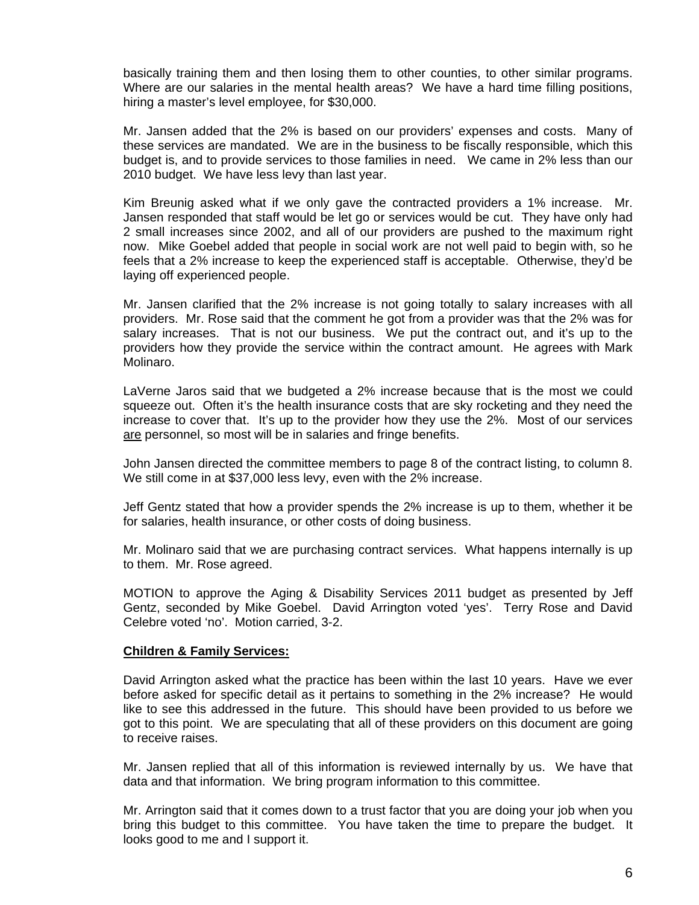basically training them and then losing them to other counties, to other similar programs. Where are our salaries in the mental health areas? We have a hard time filling positions, hiring a master's level employee, for $30,000.

Mr. Jansen added that the 2% is based on our providers' expenses and costs. Many of these services are mandated. We are in the business to be fiscally responsible, which this budget is, and to provide services to those families in need. We came in 2% less than our 2010 budget. We have less levy than last year.

Kim Breunig asked what if we only gave the contracted providers a 1% increase. Mr. Jansen responded that staff would be let go or services would be cut. They have only had 2 small increases since 2002, and all of our providers are pushed to the maximum right now. Mike Goebel added that people in social work are not well paid to begin with, so he feels that a 2% increase to keep the experienced staff is acceptable. Otherwise, they'd be laying off experienced people.

Mr. Jansen clarified that the 2% increase is not going totally to salary increases with all providers. Mr. Rose said that the comment he got from a provider was that the 2% was for salary increases. That is not our business. We put the contract out, and it's up to the providers how they provide the service within the contract amount. He agrees with Mark Molinaro.

LaVerne Jaros said that we budgeted a 2% increase because that is the most we could squeeze out. Often it's the health insurance costs that are sky rocketing and they need the increase to cover that. It's up to the provider how they use the 2%. Most of our services <u>are</u> personnel, so most will be in salaries and fringe benefits.

John Jansen directed the committee members to page 8 of the contract listing, to column 8. We still come in at $37,000 less levy, even with the 2% increase.

Jeff Gentz stated that how a provider spends the 2% increase is up to them, whether it be for salaries, health insurance, or other costs of doing business.

Mr. Molinaro said that we are purchasing contract services. What happens internally is up to them. Mr. Rose agreed.

MOTION to approve the Aging & Disability Services 2011 budget as presented by Jeff Gentz, seconded by Mike Goebel. David Arrington voted 'yes'. Terry Rose and David Celebre voted 'no'. Motion carried, 3-2.

**<u>Children & Family Services:</u>**

David Arrington asked what the practice has been within the last 10 years. Have we ever before asked for specific detail as it pertains to something in the 2% increase? He would like to see this addressed in the future. This should have been provided to us before we got to this point. We are speculating that all of these providers on this document are going to receive raises.

Mr. Jansen replied that all of this information is reviewed internally by us. We have that data and that information. We bring program information to this committee.

Mr. Arrington said that it comes down to a trust factor that you are doing your job when you bring this budget to this committee. You have taken the time to prepare the budget. It looks good to me and I support it.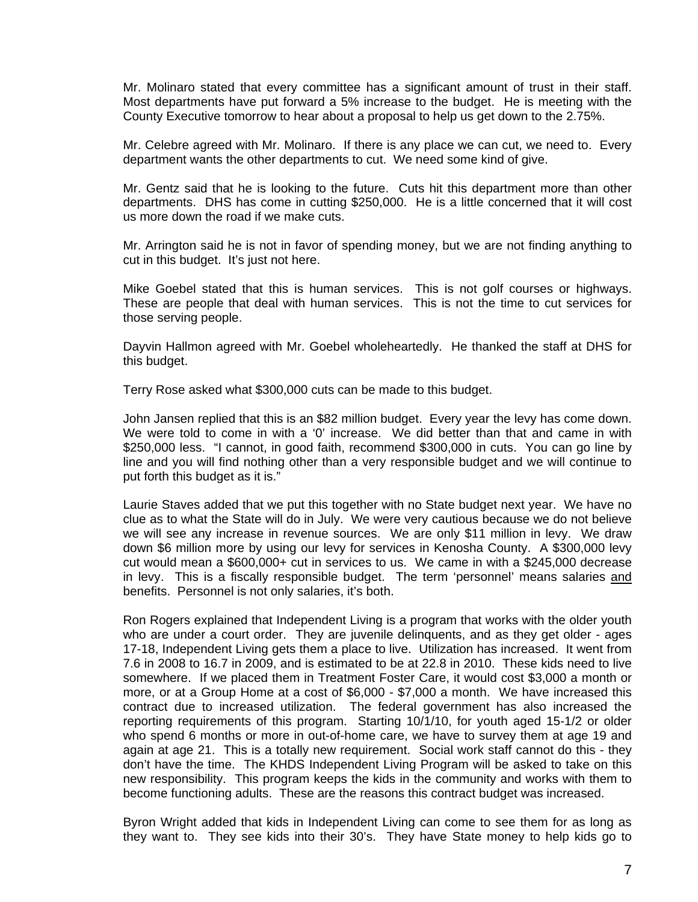Mr. Molinaro stated that every committee has a significant amount of trust in their staff. Most departments have put forward a 5% increase to the budget. He is meeting with the County Executive tomorrow to hear about a proposal to help us get down to the 2.75%.

Mr. Celebre agreed with Mr. Molinaro. If there is any place we can cut, we need to. Every department wants the other departments to cut. We need some kind of give.

Mr. Gentz said that he is looking to the future. Cuts hit this department more than other departments. DHS has come in cutting $250,000. He is a little concerned that it will cost us more down the road if we make cuts.

Mr. Arrington said he is not in favor of spending money, but we are not finding anything to cut in this budget. It's just not here.

Mike Goebel stated that this is human services. This is not golf courses or highways. These are people that deal with human services. This is not the time to cut services for those serving people.

Dayvin Hallmon agreed with Mr. Goebel wholeheartedly. He thanked the staff at DHS for this budget.

Terry Rose asked what $300,000 cuts can be made to this budget.

John Jansen replied that this is an $82 million budget. Every year the levy has come down. We were told to come in with a '0' increase. We did better than that and came in with $250,000 less. "I cannot, in good faith, recommend $300,000 in cuts. You can go line by line and you will find nothing other than a very responsible budget and we will continue to put forth this budget as it is."

Laurie Staves added that we put this together with no State budget next year. We have no clue as to what the State will do in July. We were very cautious because we do not believe we will see any increase in revenue sources. We are only $11 million in levy. We draw down $6 million more by using our levy for services in Kenosha County. A $300,000 levy cut would mean a $600,000+ cut in services to us. We came in with a $245,000 decrease in levy. This is a fiscally responsible budget. The term 'personnel' means salaries <u>and</u> benefits. Personnel is not only salaries, it's both.

Ron Rogers explained that Independent Living is a program that works with the older youth who are under a court order. They are juvenile delinquents, and as they get older - ages 17-18, Independent Living gets them a place to live. Utilization has increased. It went from 7.6 in 2008 to 16.7 in 2009, and is estimated to be at 22.8 in 2010. These kids need to live somewhere. If we placed them in Treatment Foster Care, it would cost $3,000 a month or more, or at a Group Home at a cost of $6,000 - $7,000 a month. We have increased this contract due to increased utilization. The federal government has also increased the reporting requirements of this program. Starting 10/1/10, for youth aged 15-1/2 or older who spend 6 months or more in out-of-home care, we have to survey them at age 19 and again at age 21. This is a totally new requirement. Social work staff cannot do this - they don't have the time. The KHDS Independent Living Program will be asked to take on this new responsibility. This program keeps the kids in the community and works with them to become functioning adults. These are the reasons this contract budget was increased.

Byron Wright added that kids in Independent Living can come to see them for as long as they want to. They see kids into their 30's. They have State money to help kids go to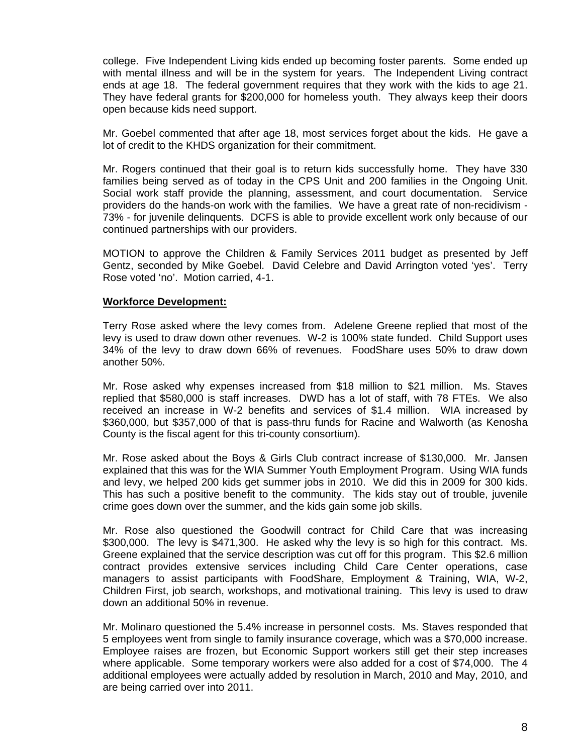college. Five Independent Living kids ended up becoming foster parents. Some ended up with mental illness and will be in the system for years. The Independent Living contract ends at age 18. The federal government requires that they work with the kids to age 21. They have federal grants for $200,000 for homeless youth. They always keep their doors open because kids need support.

Mr. Goebel commented that after age 18, most services forget about the kids. He gave a lot of credit to the KHDS organization for their commitment.

Mr. Rogers continued that their goal is to return kids successfully home. They have 330 families being served as of today in the CPS Unit and 200 families in the Ongoing Unit. Social work staff provide the planning, assessment, and court documentation. Service providers do the hands-on work with the families. We have a great rate of non-recidivism - 73% - for juvenile delinquents. DCFS is able to provide excellent work only because of our continued partnerships with our providers.

MOTION to approve the Children & Family Services 2011 budget as presented by Jeff Gentz, seconded by Mike Goebel. David Celebre and David Arrington voted 'yes'. Terry Rose voted 'no'. Motion carried, 4-1.

**Workforce Development:**

Terry Rose asked where the levy comes from. Adelene Greene replied that most of the levy is used to draw down other revenues. W-2 is 100% state funded. Child Support uses 34% of the levy to draw down 66% of revenues. FoodShare uses 50% to draw down another 50%.

Mr. Rose asked why expenses increased from $18 million to $21 million. Ms. Staves replied that $580,000 is staff increases. DWD has a lot of staff, with 78 FTEs. We also received an increase in W-2 benefits and services of $1.4 million. WIA increased by $360,000, but $357,000 of that is pass-thru funds for Racine and Walworth (as Kenosha County is the fiscal agent for this tri-county consortium).

Mr. Rose asked about the Boys & Girls Club contract increase of $130,000. Mr. Jansen explained that this was for the WIA Summer Youth Employment Program. Using WIA funds and levy, we helped 200 kids get summer jobs in 2010. We did this in 2009 for 300 kids. This has such a positive benefit to the community. The kids stay out of trouble, juvenile crime goes down over the summer, and the kids gain some job skills.

Mr. Rose also questioned the Goodwill contract for Child Care that was increasing $300,000. The levy is $471,300. He asked why the levy is so high for this contract. Ms. Greene explained that the service description was cut off for this program. This $2.6 million contract provides extensive services including Child Care Center operations, case managers to assist participants with FoodShare, Employment & Training, WIA, W-2, Children First, job search, workshops, and motivational training. This levy is used to draw down an additional 50% in revenue.

Mr. Molinaro questioned the 5.4% increase in personnel costs. Ms. Staves responded that 5 employees went from single to family insurance coverage, which was a $70,000 increase. Employee raises are frozen, but Economic Support workers still get their step increases where applicable. Some temporary workers were also added for a cost of $74,000. The 4 additional employees were actually added by resolution in March, 2010 and May, 2010, and are being carried over into 2011.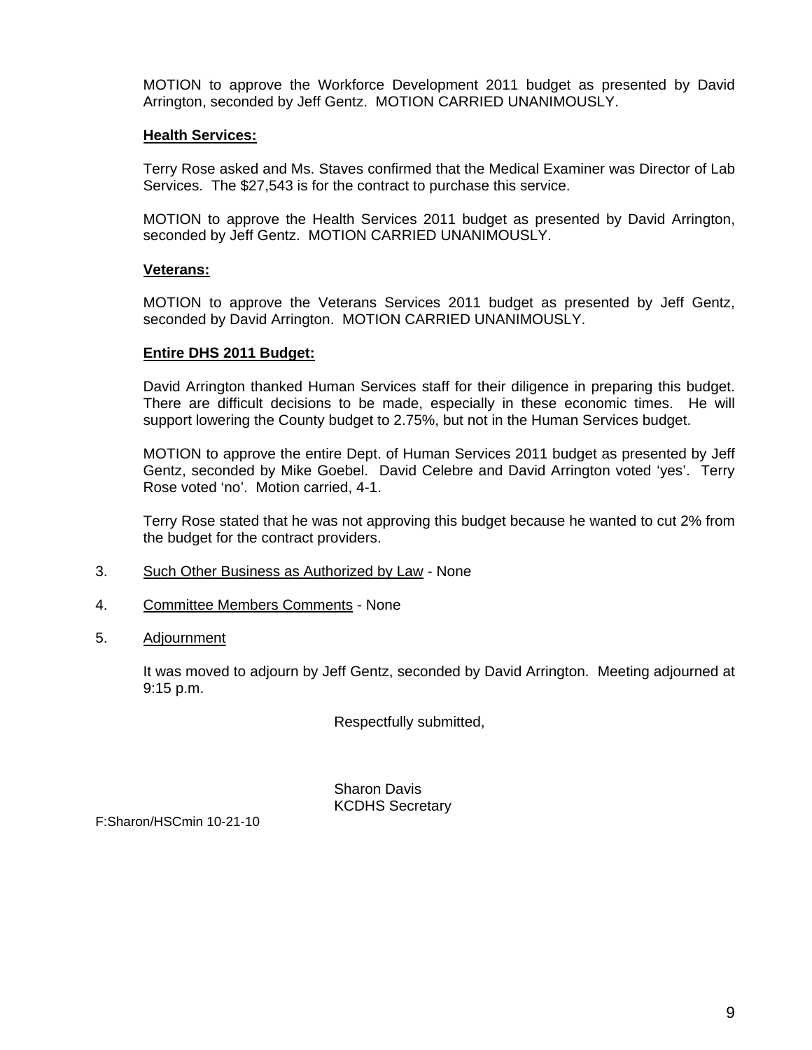MOTION to approve the Workforce Development 2011 budget as presented by David Arrington, seconded by Jeff Gentz. MOTION CARRIED UNANIMOUSLY.

**Health Services:**

Terry Rose asked and Ms. Staves confirmed that the Medical Examiner was Director of Lab Services. The $27,543 is for the contract to purchase this service.

MOTION to approve the Health Services 2011 budget as presented by David Arrington, seconded by Jeff Gentz. MOTION CARRIED UNANIMOUSLY.

**Veterans:**

MOTION to approve the Veterans Services 2011 budget as presented by Jeff Gentz, seconded by David Arrington. MOTION CARRIED UNANIMOUSLY.

**Entire DHS 2011 Budget:**

David Arrington thanked Human Services staff for their diligence in preparing this budget. There are difficult decisions to be made, especially in these economic times. He will support lowering the County budget to 2.75%, but not in the Human Services budget.

MOTION to approve the entire Dept. of Human Services 2011 budget as presented by Jeff Gentz, seconded by Mike Goebel. David Celebre and David Arrington voted 'yes'. Terry Rose voted 'no'. Motion carried, 4-1.

Terry Rose stated that he was not approving this budget because he wanted to cut 2% from the budget for the contract providers.

3. Such Other Business as Authorized by Law - None

4. Committee Members Comments - None

5. Adjournment

   It was moved to adjourn by Jeff Gentz, seconded by David Arrington. Meeting adjourned at 9:15 p.m.

Respectfully submitted,

Sharon Davis
KCDHS Secretary

F:Sharon/HSCmin 10-21-10